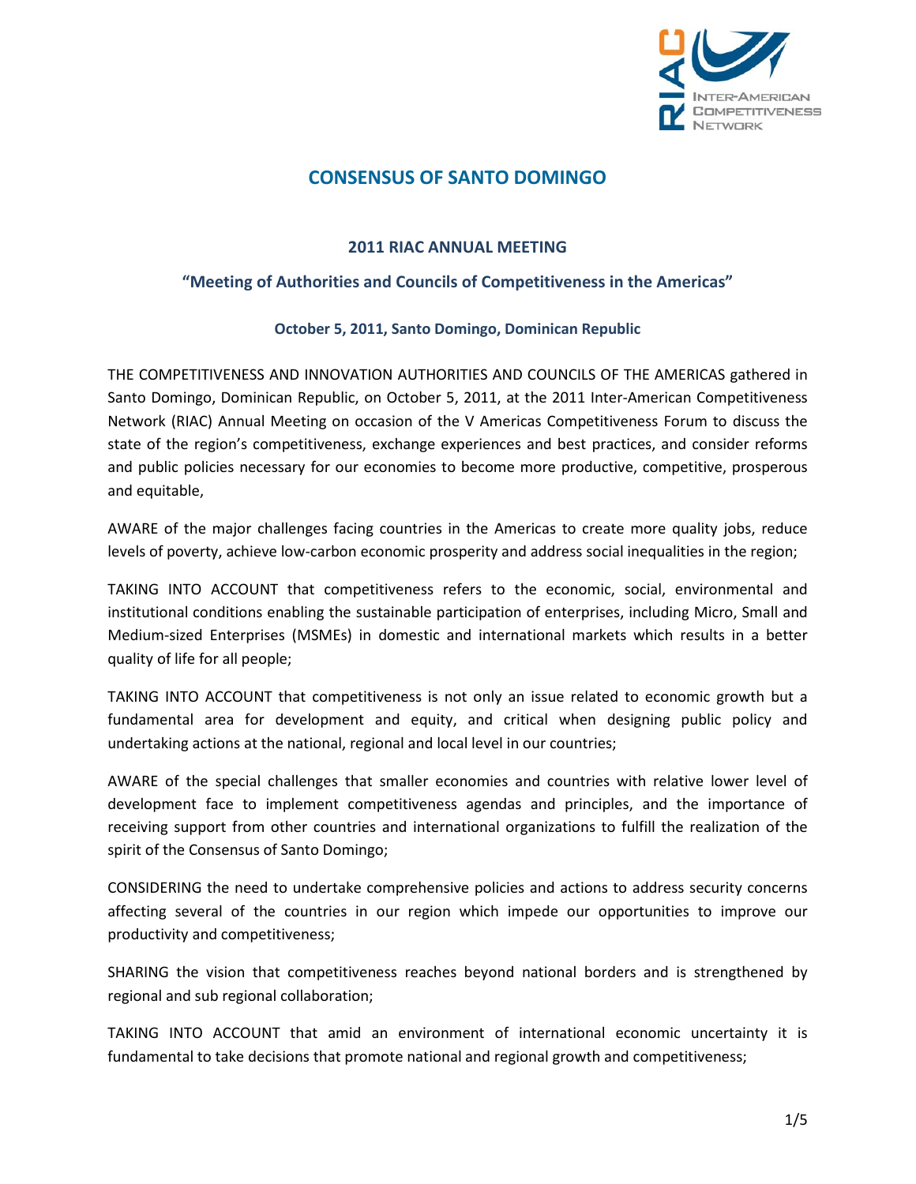# CONSENSUS OF SANTO DOMINGO

## 2011 RIAC ANNUAL MEETING

### "Meeting of Authorities and Councils of Competitiveness in the Americas"

**October 5, 2011, Santo Domingo, Dominican Republic**

THE COMPETITIVENESS AND INNOVATION AUTHORITIES AND COUNCILS OF THE AMERICAS gathered in Santo Domingo, Dominican Republic, on October 5, 2011, at the 2011 Inter-American Competitiveness Network (RIAC) Annual Meeting on occasion of the V Americas Competitiveness Forum to discuss the state of the region's competitiveness, exchange experiences and best practices, and consider reforms and public policies necessary for our economies to become more productive, competitive, prosperous and equitable,

AWARE of the major challenges facing countries in the Americas to create more quality jobs, reduce levels of poverty, achieve low-carbon economic prosperity and address social inequalities in the region;

TAKING INTO ACCOUNT that competitiveness refers to the economic, social, environmental and institutional conditions enabling the sustainable participation of enterprises, including Micro, Small and Medium-sized Enterprises (MSMEs) in domestic and international markets which results in a better quality of life for all people;

TAKING INTO ACCOUNT that competitiveness is not only an issue related to economic growth but a fundamental area for development and equity, and critical when designing public policy and undertaking actions at the national, regional and local level in our countries;

AWARE of the special challenges that smaller economies and countries with relative lower level of development face to implement competitiveness agendas and principles, and the importance of receiving support from other countries and international organizations to fulfill the realization of the spirit of the Consensus of Santo Domingo;

CONSIDERING the need to undertake comprehensive policies and actions to address security concerns affecting several of the countries in our region which impede our opportunities to improve our productivity and competitiveness;

SHARING the vision that competitiveness reaches beyond national borders and is strengthened by regional and sub regional collaboration;

TAKING INTO ACCOUNT that amid an environment of international economic uncertainty it is fundamental to take decisions that promote national and regional growth and competitiveness;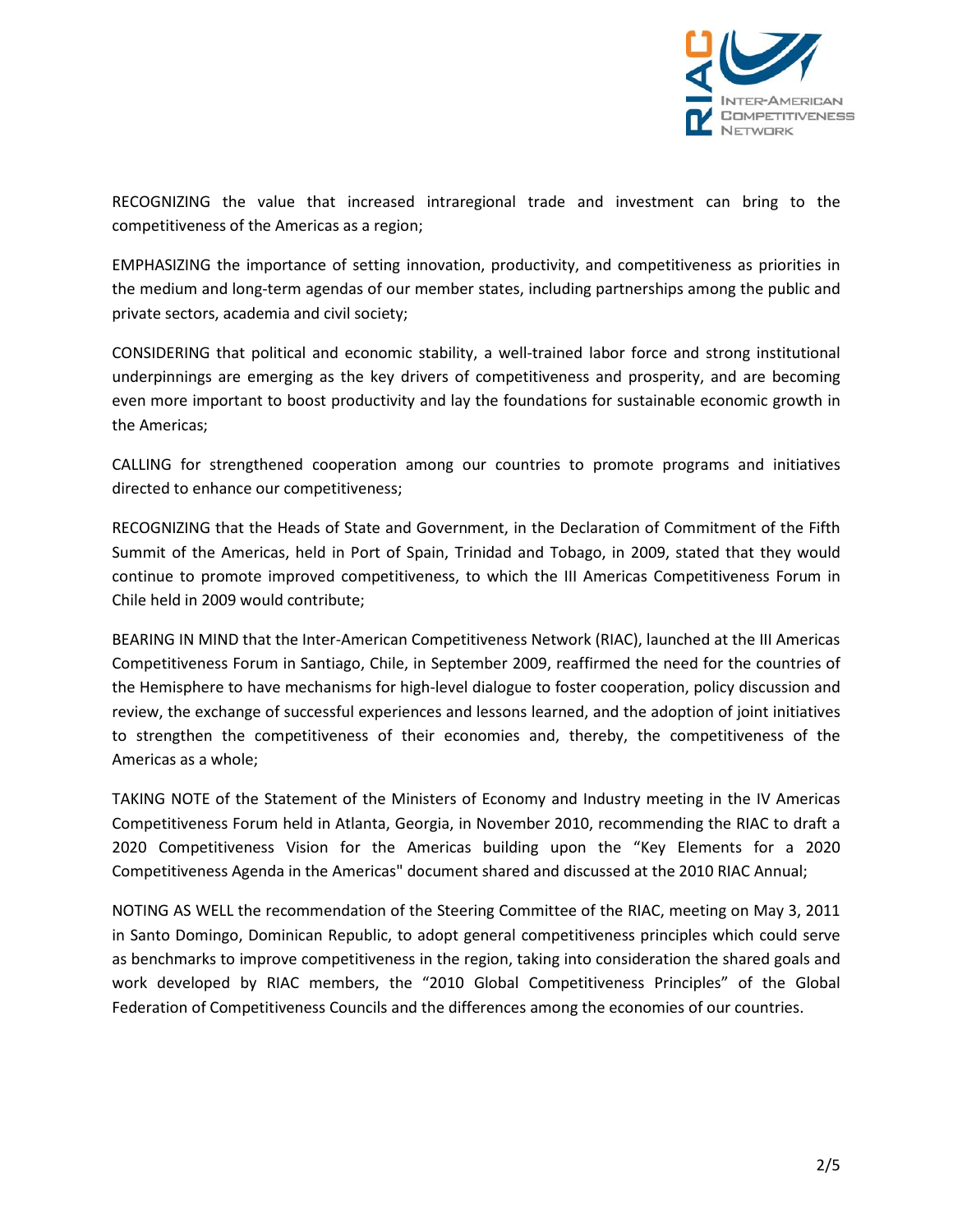RECOGNIZING the value that increased intraregional trade and investment can bring to the competitiveness of the Americas as a region;

EMPHASIZING the importance of setting innovation, productivity, and competitiveness as priorities in the medium and long-term agendas of our member states, including partnerships among the public and private sectors, academia and civil society;

CONSIDERING that political and economic stability, a well-trained labor force and strong institutional underpinnings are emerging as the key drivers of competitiveness and prosperity, and are becoming even more important to boost productivity and lay the foundations for sustainable economic growth in the Americas;

CALLING for strengthened cooperation among our countries to promote programs and initiatives directed to enhance our competitiveness;

RECOGNIZING that the Heads of State and Government, in the Declaration of Commitment of the Fifth Summit of the Americas, held in Port of Spain, Trinidad and Tobago, in 2009, stated that they would continue to promote improved competitiveness, to which the III Americas Competitiveness Forum in Chile held in 2009 would contribute;

BEARING IN MIND that the Inter-American Competitiveness Network (RIAC), launched at the III Americas Competitiveness Forum in Santiago, Chile, in September 2009, reaffirmed the need for the countries of the Hemisphere to have mechanisms for high-level dialogue to foster cooperation, policy discussion and review, the exchange of successful experiences and lessons learned, and the adoption of joint initiatives to strengthen the competitiveness of their economies and, thereby, the competitiveness of the Americas as a whole;

TAKING NOTE of the Statement of the Ministers of Economy and Industry meeting in the IV Americas Competitiveness Forum held in Atlanta, Georgia, in November 2010, recommending the RIAC to draft a 2020 Competitiveness Vision for the Americas building upon the "Key Elements for a 2020 Competitiveness Agenda in the Americas" document shared and discussed at the 2010 RIAC Annual;

NOTING AS WELL the recommendation of the Steering Committee of the RIAC, meeting on May 3, 2011 in Santo Domingo, Dominican Republic, to adopt general competitiveness principles which could serve as benchmarks to improve competitiveness in the region, taking into consideration the shared goals and work developed by RIAC members, the "2010 Global Competitiveness Principles" of the Global Federation of Competitiveness Councils and the differences among the economies of our countries.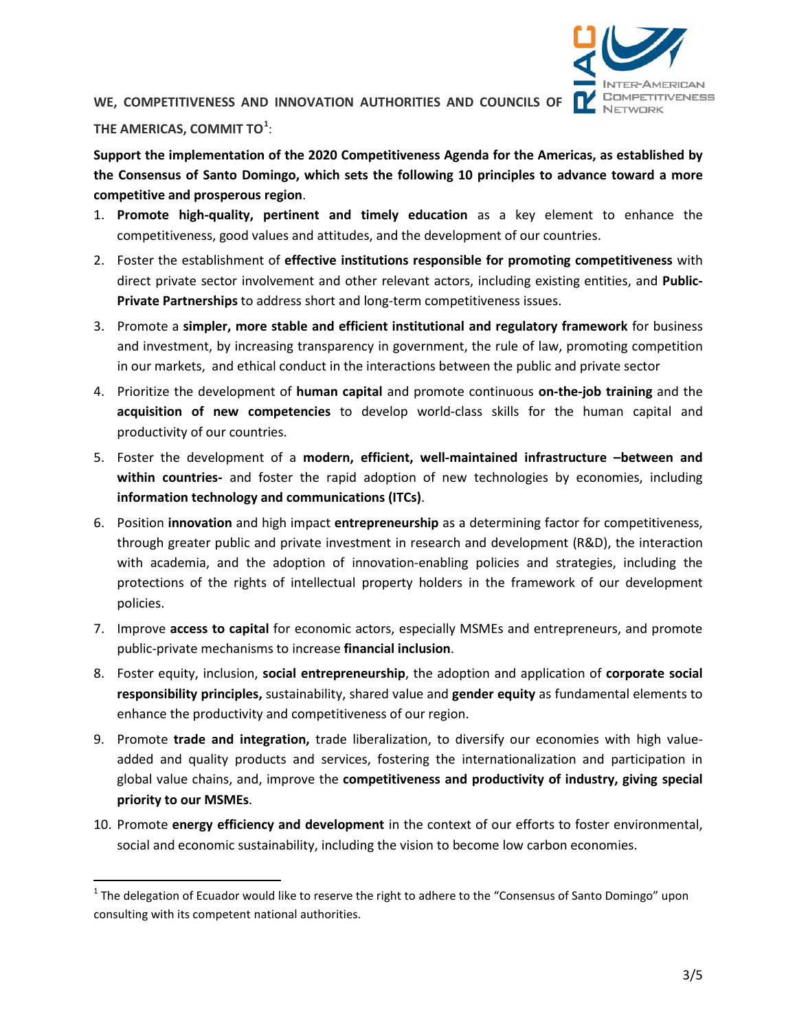**WE, COMPETITIVENESS AND INNOVATION AUTHORITIES AND COUNCILS OF THE AMERICAS, COMMIT TO**[1]:

**Support the implementation of the 2020 Competitiveness Agenda for the Americas, as established by the Consensus of Santo Domingo, which sets the following 10 principles to advance toward a more competitive and prosperous region**.

1. **Promote high-quality, pertinent and timely education** as a key element to enhance the competitiveness, good values and attitudes, and the development of our countries.
2. Foster the establishment of **effective institutions responsible for promoting competitiveness** with direct private sector involvement and other relevant actors, including existing entities, and **Public-Private Partnerships** to address short and long-term competitiveness issues.
3. Promote a **simpler, more stable and efficient institutional and regulatory framework** for business and investment, by increasing transparency in government, the rule of law, promoting competition in our markets, and ethical conduct in the interactions between the public and private sector
4. Prioritize the development of **human capital** and promote continuous **on-the-job training** and the **acquisition of new competencies** to develop world-class skills for the human capital and productivity of our countries.
5. Foster the development of a **modern, efficient, well-maintained infrastructure –between and within countries-** and foster the rapid adoption of new technologies by economies, including **information technology and communications (ITCs)**.
6. Position **innovation** and high impact **entrepreneurship** as a determining factor for competitiveness, through greater public and private investment in research and development (R&D), the interaction with academia, and the adoption of innovation-enabling policies and strategies, including the protections of the rights of intellectual property holders in the framework of our development policies.
7. Improve **access to capital** for economic actors, especially MSMEs and entrepreneurs, and promote public-private mechanisms to increase **financial inclusion**.
8. Foster equity, inclusion, **social entrepreneurship**, the adoption and application of **corporate social responsibility principles,** sustainability, shared value and **gender equity** as fundamental elements to enhance the productivity and competitiveness of our region.
9. Promote **trade and integration,** trade liberalization, to diversify our economies with high value-added and quality products and services, fostering the internationalization and participation in global value chains, and, improve the **competitiveness and productivity of industry, giving special priority to our MSMEs**.
10. Promote **energy efficiency and development** in the context of our efforts to foster environmental, social and economic sustainability, including the vision to become low carbon economies.

---

[1] The delegation of Ecuador would like to reserve the right to adhere to the "Consensus of Santo Domingo" upon consulting with its competent national authorities.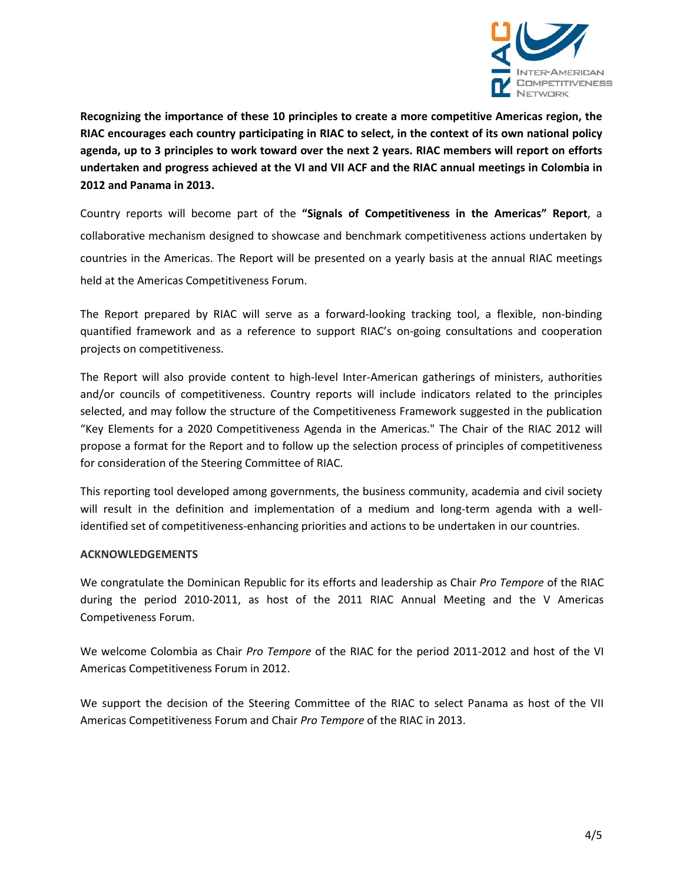**Recognizing the importance of these 10 principles to create a more competitive Americas region, the RIAC encourages each country participating in RIAC to select, in the context of its own national policy agenda, up to 3 principles to work toward over the next 2 years. RIAC members will report on efforts undertaken and progress achieved at the VI and VII ACF and the RIAC annual meetings in Colombia in 2012 and Panama in 2013.**

Country reports will become part of the **"Signals of Competitiveness in the Americas" Report**, a collaborative mechanism designed to showcase and benchmark competitiveness actions undertaken by countries in the Americas. The Report will be presented on a yearly basis at the annual RIAC meetings held at the Americas Competitiveness Forum.

The Report prepared by RIAC will serve as a forward-looking tracking tool, a flexible, non-binding quantified framework and as a reference to support RIAC's on-going consultations and cooperation projects on competitiveness.

The Report will also provide content to high-level Inter-American gatherings of ministers, authorities and/or councils of competitiveness. Country reports will include indicators related to the principles selected, and may follow the structure of the Competitiveness Framework suggested in the publication "Key Elements for a 2020 Competitiveness Agenda in the Americas." The Chair of the RIAC 2012 will propose a format for the Report and to follow up the selection process of principles of competitiveness for consideration of the Steering Committee of RIAC.

This reporting tool developed among governments, the business community, academia and civil society will result in the definition and implementation of a medium and long-term agenda with a well-identified set of competitiveness-enhancing priorities and actions to be undertaken in our countries.

**ACKNOWLEDGEMENTS**

We congratulate the Dominican Republic for its efforts and leadership as Chair *Pro Tempore* of the RIAC during the period 2010-2011, as host of the 2011 RIAC Annual Meeting and the V Americas Competiveness Forum.

We welcome Colombia as Chair *Pro Tempore* of the RIAC for the period 2011-2012 and host of the VI Americas Competitiveness Forum in 2012.

We support the decision of the Steering Committee of the RIAC to select Panama as host of the VII Americas Competitiveness Forum and Chair *Pro Tempore* of the RIAC in 2013.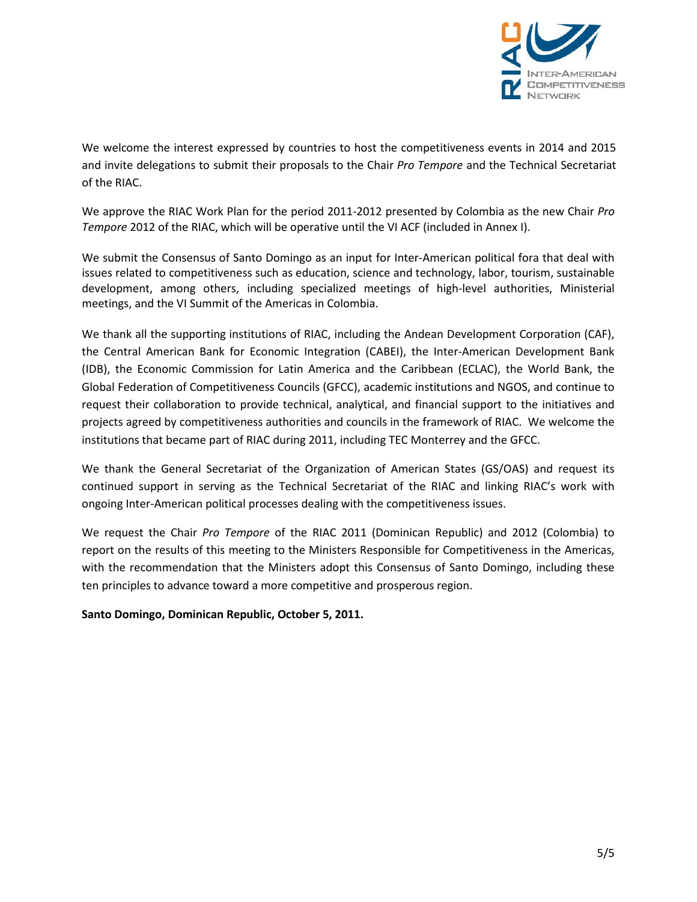We welcome the interest expressed by countries to host the competitiveness events in 2014 and 2015 and invite delegations to submit their proposals to the Chair *Pro Tempore* and the Technical Secretariat of the RIAC.

We approve the RIAC Work Plan for the period 2011-2012 presented by Colombia as the new Chair *Pro Tempore* 2012 of the RIAC, which will be operative until the VI ACF (included in Annex I).

We submit the Consensus of Santo Domingo as an input for Inter-American political fora that deal with issues related to competitiveness such as education, science and technology, labor, tourism, sustainable development, among others, including specialized meetings of high-level authorities, Ministerial meetings, and the VI Summit of the Americas in Colombia.

We thank all the supporting institutions of RIAC, including the Andean Development Corporation (CAF), the Central American Bank for Economic Integration (CABEI), the Inter-American Development Bank (IDB), the Economic Commission for Latin America and the Caribbean (ECLAC), the World Bank, the Global Federation of Competitiveness Councils (GFCC), academic institutions and NGOS, and continue to request their collaboration to provide technical, analytical, and financial support to the initiatives and projects agreed by competitiveness authorities and councils in the framework of RIAC. We welcome the institutions that became part of RIAC during 2011, including TEC Monterrey and the GFCC.

We thank the General Secretariat of the Organization of American States (GS/OAS) and request its continued support in serving as the Technical Secretariat of the RIAC and linking RIAC's work with ongoing Inter-American political processes dealing with the competitiveness issues.

We request the Chair *Pro Tempore* of the RIAC 2011 (Dominican Republic) and 2012 (Colombia) to report on the results of this meeting to the Ministers Responsible for Competitiveness in the Americas, with the recommendation that the Ministers adopt this Consensus of Santo Domingo, including these ten principles to advance toward a more competitive and prosperous region.

**Santo Domingo, Dominican Republic, October 5, 2011.**